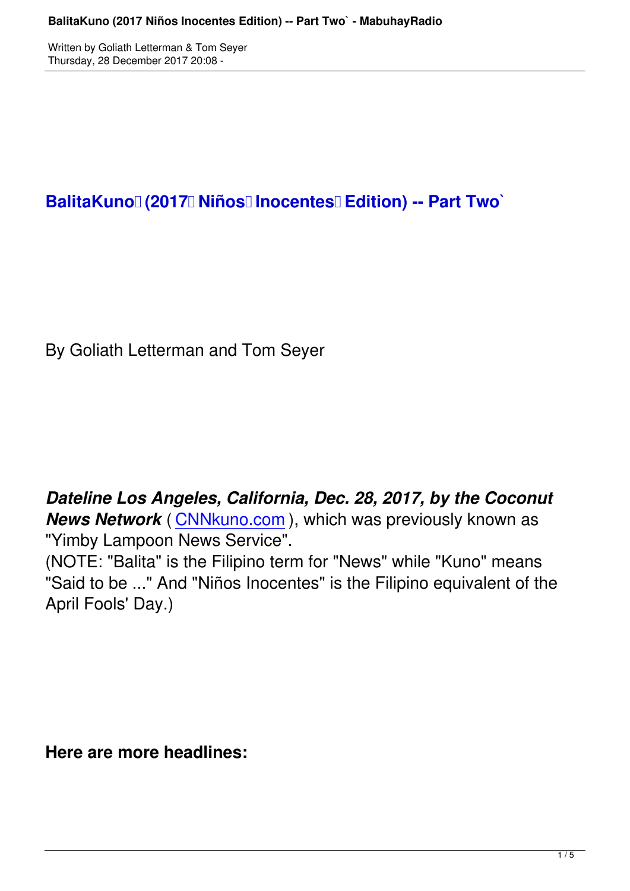# BalitaKuno (2017 Niños Inocentes Edition) -- Part Two`

By Goliath Letterman and Tom Seyer

***Dateline Los Angeles, California, Dec. 28, 2017, by the Coconut News Network*** ( CNNkuno.com ), which was previously known as "Yimby Lampoon News Service".
(NOTE: "Balita" is the Filipino term for "News" while "Kuno" means "Said to be ..." And "Niños Inocentes" is the Filipino equivalent of the April Fools' Day.)

**Here are more headlines:**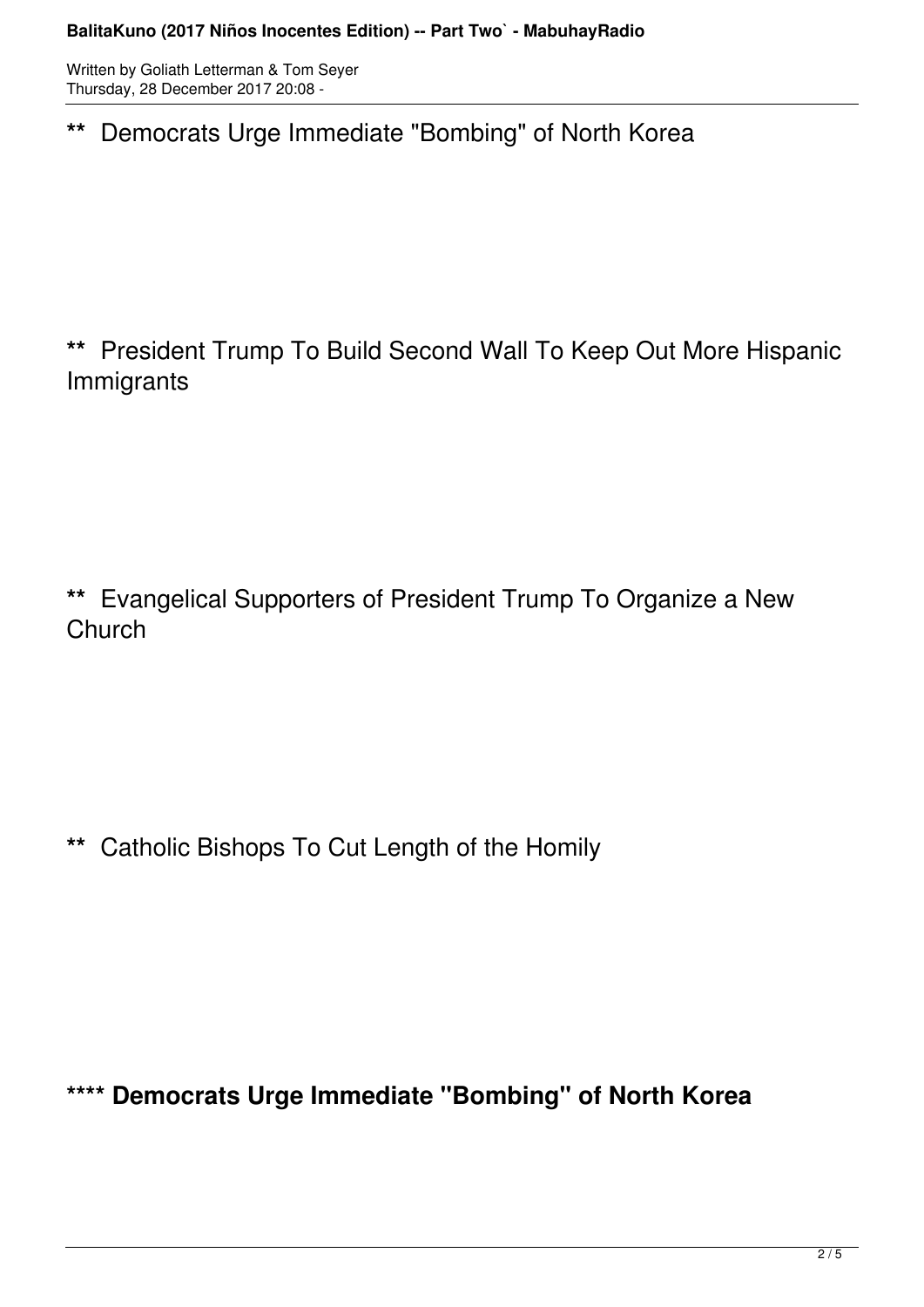** Democrats Urge Immediate "Bombing" of North Korea

** President Trump To Build Second Wall To Keep Out More Hispanic Immigrants

** Evangelical Supporters of President Trump To Organize a New Church

** Catholic Bishops To Cut Length of the Homily

**\*\*\*\* Democrats Urge Immediate "Bombing" of North Korea**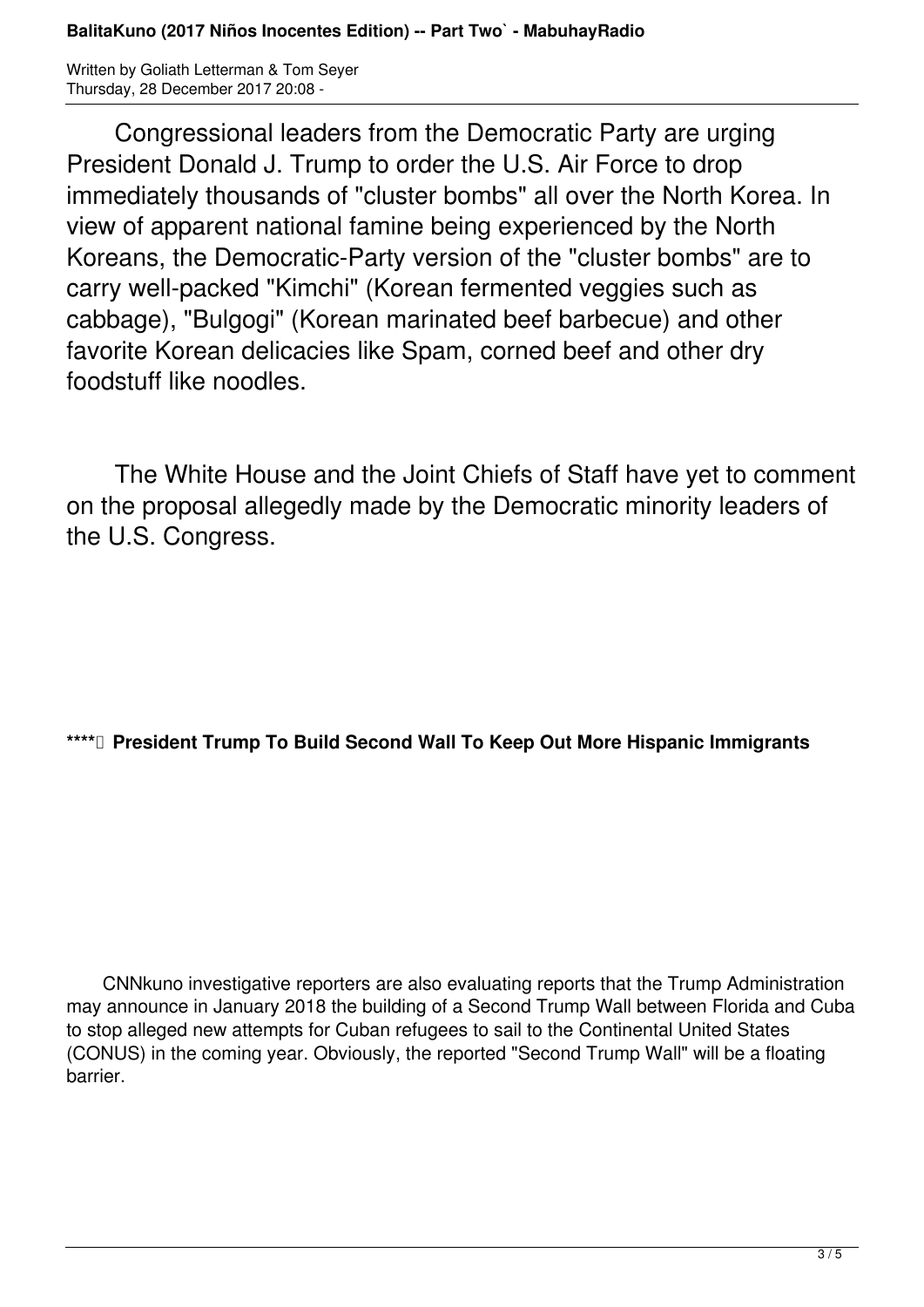Congressional leaders from the Democratic Party are urging President Donald J. Trump to order the U.S. Air Force to drop immediately thousands of "cluster bombs" all over the North Korea. In view of apparent national famine being experienced by the North Koreans, the Democratic-Party version of the "cluster bombs" are to carry well-packed "Kimchi" (Korean fermented veggies such as cabbage), "Bulgogi" (Korean marinated beef barbecue) and other favorite Korean delicacies like Spam, corned beef and other dry foodstuff like noodles.

The White House and the Joint Chiefs of Staff have yet to comment on the proposal allegedly made by the Democratic minority leaders of the U.S. Congress.

**\*\*\*\* President Trump To Build Second Wall To Keep Out More Hispanic Immigrants**

CNNkuno investigative reporters are also evaluating reports that the Trump Administration may announce in January 2018 the building of a Second Trump Wall between Florida and Cuba to stop alleged new attempts for Cuban refugees to sail to the Continental United States (CONUS) in the coming year. Obviously, the reported "Second Trump Wall" will be a floating barrier.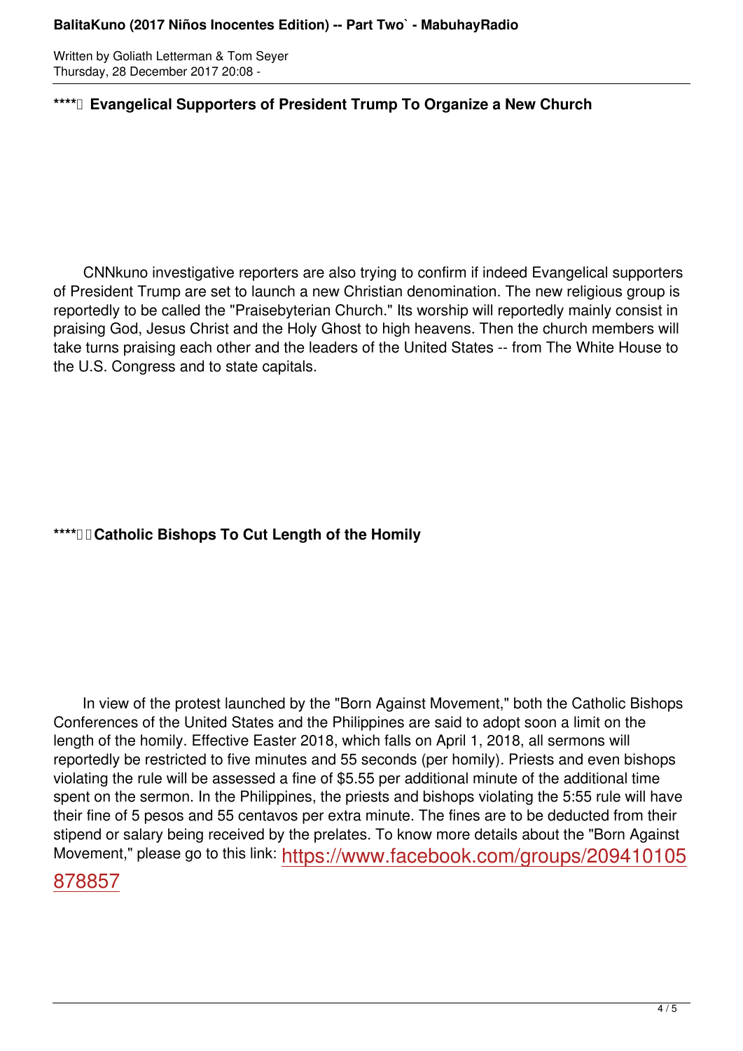**\*\*\*\* Evangelical Supporters of President Trump To Organize a New Church**

CNNkuno investigative reporters are also trying to confirm if indeed Evangelical supporters of President Trump are set to launch a new Christian denomination. The new religious group is reportedly to be called the "Praisebyterian Church." Its worship will reportedly mainly consist in praising God, Jesus Christ and the Holy Ghost to high heavens. Then the church members will take turns praising each other and the leaders of the United States -- from The White House to the U.S. Congress and to state capitals.

**\*\*\*\* Catholic Bishops To Cut Length of the Homily**

In view of the protest launched by the "Born Against Movement," both the Catholic Bishops Conferences of the United States and the Philippines are said to adopt soon a limit on the length of the homily. Effective Easter 2018, which falls on April 1, 2018, all sermons will reportedly be restricted to five minutes and 55 seconds (per homily). Priests and even bishops violating the rule will be assessed a fine of $5.55 per additional minute of the additional time spent on the sermon. In the Philippines, the priests and bishops violating the 5:55 rule will have their fine of 5 pesos and 55 centavos per extra minute. The fines are to be deducted from their stipend or salary being received by the prelates. To know more details about the "Born Against Movement," please go to this link: https://www.facebook.com/groups/209410105878857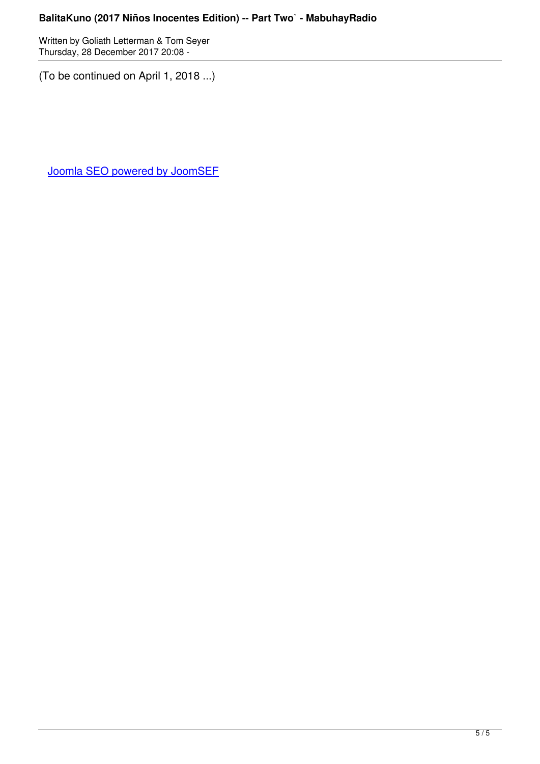(To be continued on April 1, 2018 ...)

[Joomla SEO powered by JoomSEF]